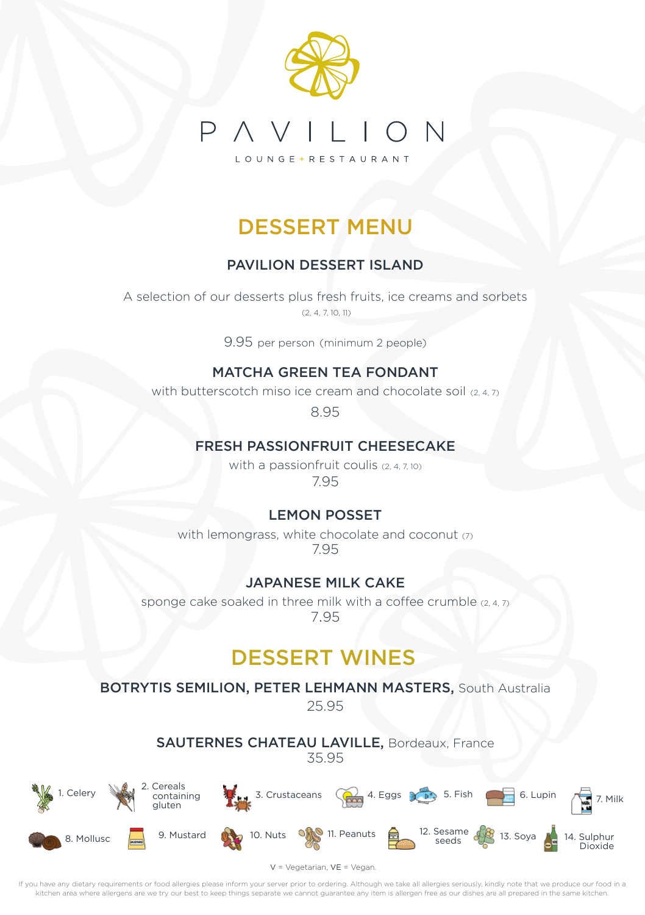# PAVILION

LOUNGE + RESTAURANT

## DESSERT MENU

### PAVILION DESSERT ISLAND

A selection of our desserts plus fresh fruits, ice creams and sorbets
(2, 4, 7, 10, 11)

9.95 per person (minimum 2 people)

### MATCHA GREEN TEA FONDANT

with butterscotch miso ice cream and chocolate soil (2, 4, 7)

8.95

### FRESH PASSIONFRUIT CHEESECAKE

with a passionfruit coulis (2, 4, 7, 10)

7.95

### LEMON POSSET

with lemongrass, white chocolate and coconut (7)

7.95

### JAPANESE MILK CAKE

sponge cake soaked in three milk with a coffee crumble (2, 4, 7)

7.95

## DESSERT WINES

**BOTRYTIS SEMILION, PETER LEHMANN MASTERS,** South Australia

25.95

**SAUTERNES CHATEAU LAVILLE,** Bordeaux, France

35.95

1. Celery
2. Cereals containing gluten
3. Crustaceans
4. Eggs
5. Fish
6. Lupin
7. Milk
8. Mollusc
9. Mustard
10. Nuts
11. Peanuts
12. Sesame seeds
13. Soya
14. Sulphur Dioxide

V = Vegetarian, VE = Vegan.

If you have any dietary requirements or food allergies please inform your server prior to ordering. Although we take all allergies seriously, kindly note that we produce our food in a kitchen area where allergens are we try our best to keep things separate we cannot guarantee any item is allergen free as our dishes are all prepared in the same kitchen.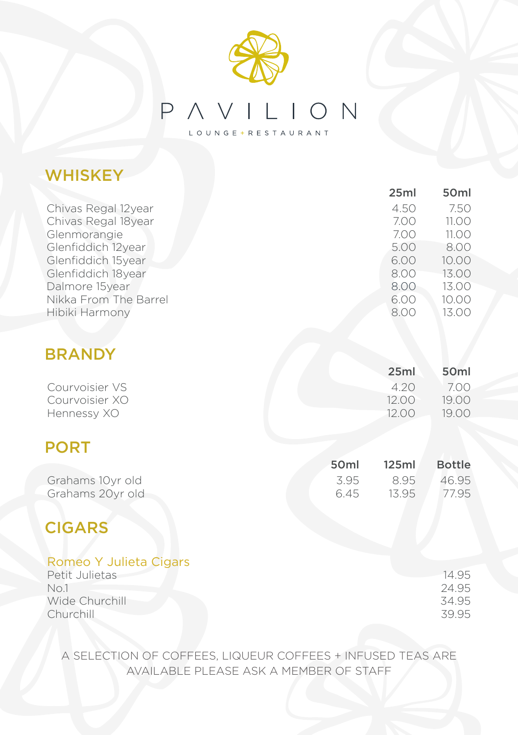# PAVILION

LOUNGE + RESTAURANT

## WHISKEY

| | 25ml | 50ml |
|---|---|---|
| Chivas Regal 12year | 4.50 | 7.50 |
| Chivas Regal 18year | 7.00 | 11.00 |
| Glenmorangie | 7.00 | 11.00 |
| Glenfiddich 12year | 5.00 | 8.00 |
| Glenfiddich 15year | 6.00 | 10.00 |
| Glenfiddich 18year | 8.00 | 13.00 |
| Dalmore 15year | 8.00 | 13.00 |
| Nikka From The Barrel | 6.00 | 10.00 |
| Hibiki Harmony | 8.00 | 13.00 |

## BRANDY

| | 25ml | 50ml |
|---|---|---|
| Courvoisier VS | 4.20 | 7.00 |
| Courvoisier XO | 12.00 | 19.00 |
| Hennessy XO | 12.00 | 19.00 |

## PORT

| | 50ml | 125ml | Bottle |
|---|---|---|---|
| Grahams 10yr old | 3.95 | 8.95 | 46.95 |
| Grahams 20yr old | 6.45 | 13.95 | 77.95 |

## CIGARS

### Romeo Y Julieta Cigars

| | |
|---|---|
| Petit Julietas | 14.95 |
| No.1 | 24.95 |
| Wide Churchill | 34.95 |
| Churchill | 39.95 |

A SELECTION OF COFFEES, LIQUEUR COFFEES + INFUSED TEAS ARE AVAILABLE PLEASE ASK A MEMBER OF STAFF